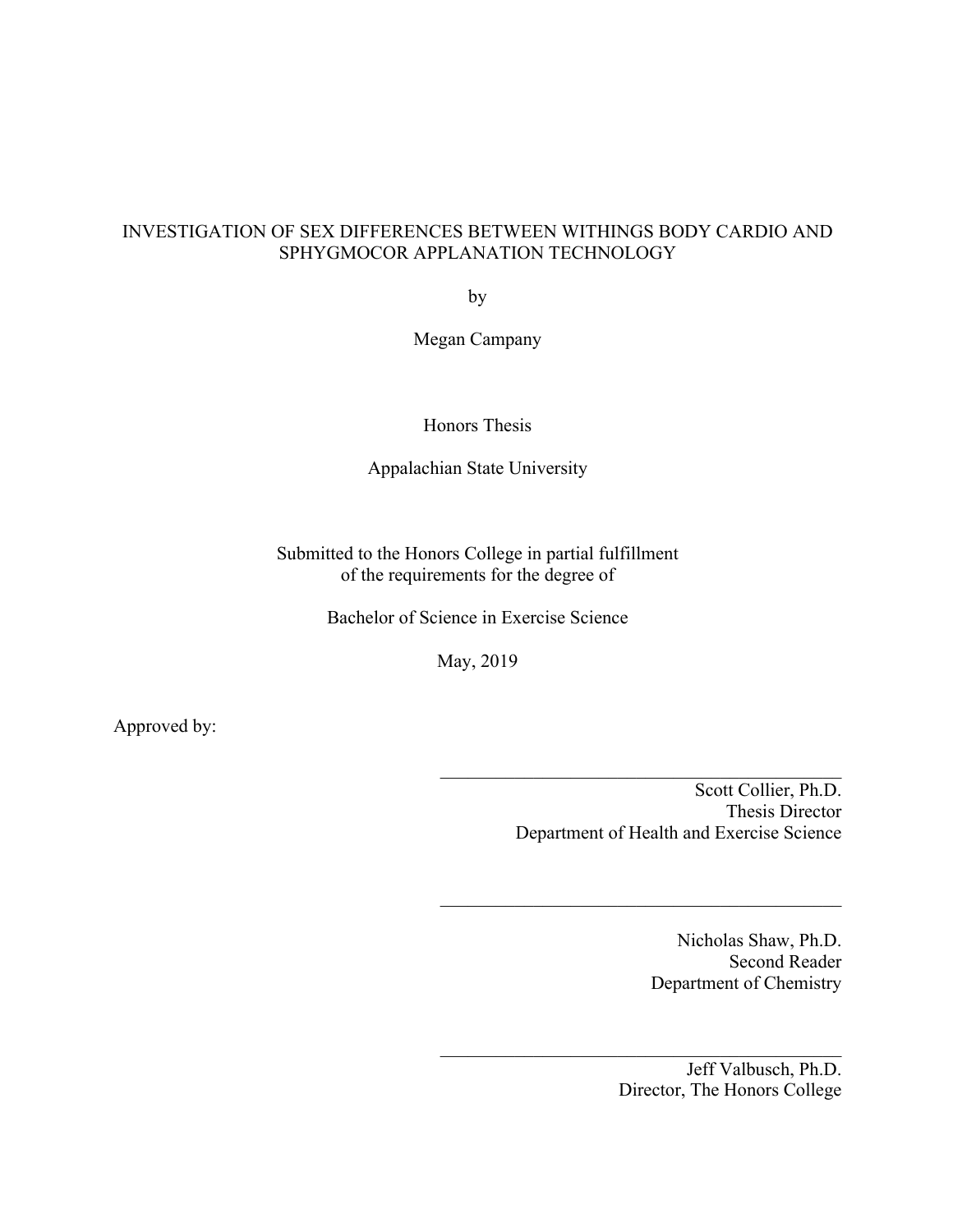# INVESTIGATION OF SEX DIFFERENCES BETWEEN WITHINGS BODY CARDIO AND SPHYGMOCOR APPLANATION TECHNOLOGY

by

Megan Campany

Honors Thesis

Appalachian State University

Submitted to the Honors College in partial fulfillment of the requirements for the degree of

Bachelor of Science in Exercise Science

May, 2019

Approved by:

\_\_\_\_\_\_\_\_\_\_\_\_\_\_\_\_\_\_\_\_\_\_\_\_\_\_\_\_\_\_\_\_\_\_\_\_\_\_\_\_\_\_\_\_

Scott Collier, Ph.D.
Thesis Director
Department of Health and Exercise Science

\_\_\_\_\_\_\_\_\_\_\_\_\_\_\_\_\_\_\_\_\_\_\_\_\_\_\_\_\_\_\_\_\_\_\_\_\_\_\_\_\_\_\_\_

Nicholas Shaw, Ph.D.
Second Reader
Department of Chemistry

\_\_\_\_\_\_\_\_\_\_\_\_\_\_\_\_\_\_\_\_\_\_\_\_\_\_\_\_\_\_\_\_\_\_\_\_\_\_\_\_\_\_\_\_

Jeff Valbusch, Ph.D.
Director, The Honors College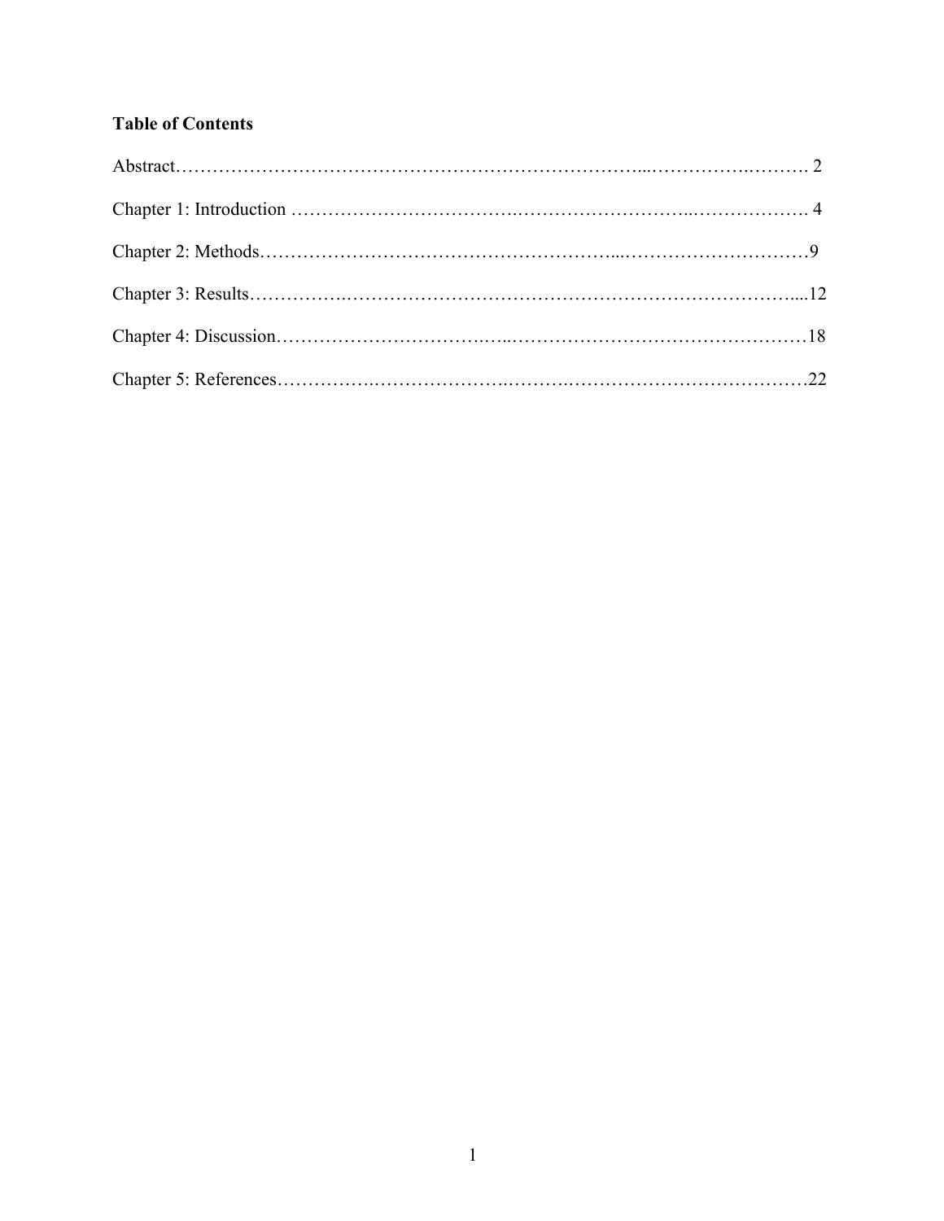**Table of Contents**

Abstract………………………………………………………………...…………….………. 2

Chapter 1: Introduction ……………………………….………………………..………………. 4

Chapter 2: Methods………………………………………………...…………………………9

Chapter 3: Results…………….……………………….……………………………………….....12

Chapter 4: Discussion…………………………….…...…………………………………………18

Chapter 5: References…………….………………….……….…………………………………22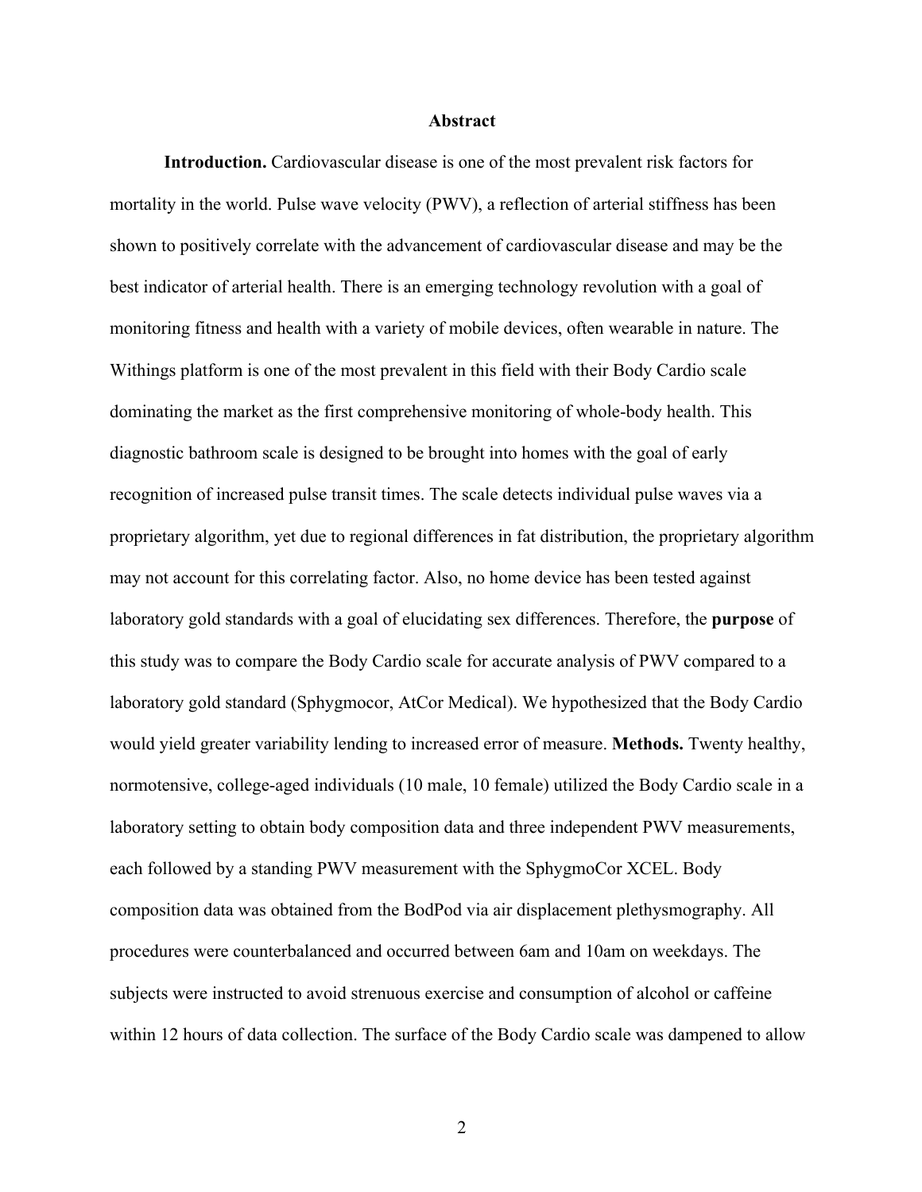## Abstract

**Introduction.** Cardiovascular disease is one of the most prevalent risk factors for mortality in the world. Pulse wave velocity (PWV), a reflection of arterial stiffness has been shown to positively correlate with the advancement of cardiovascular disease and may be the best indicator of arterial health. There is an emerging technology revolution with a goal of monitoring fitness and health with a variety of mobile devices, often wearable in nature. The Withings platform is one of the most prevalent in this field with their Body Cardio scale dominating the market as the first comprehensive monitoring of whole-body health. This diagnostic bathroom scale is designed to be brought into homes with the goal of early recognition of increased pulse transit times. The scale detects individual pulse waves via a proprietary algorithm, yet due to regional differences in fat distribution, the proprietary algorithm may not account for this correlating factor. Also, no home device has been tested against laboratory gold standards with a goal of elucidating sex differences. Therefore, the **purpose** of this study was to compare the Body Cardio scale for accurate analysis of PWV compared to a laboratory gold standard (Sphygmocor, AtCor Medical). We hypothesized that the Body Cardio would yield greater variability lending to increased error of measure. **Methods.** Twenty healthy, normotensive, college-aged individuals (10 male, 10 female) utilized the Body Cardio scale in a laboratory setting to obtain body composition data and three independent PWV measurements, each followed by a standing PWV measurement with the SphygmoCor XCEL. Body composition data was obtained from the BodPod via air displacement plethysmography. All procedures were counterbalanced and occurred between 6am and 10am on weekdays. The subjects were instructed to avoid strenuous exercise and consumption of alcohol or caffeine within 12 hours of data collection. The surface of the Body Cardio scale was dampened to allow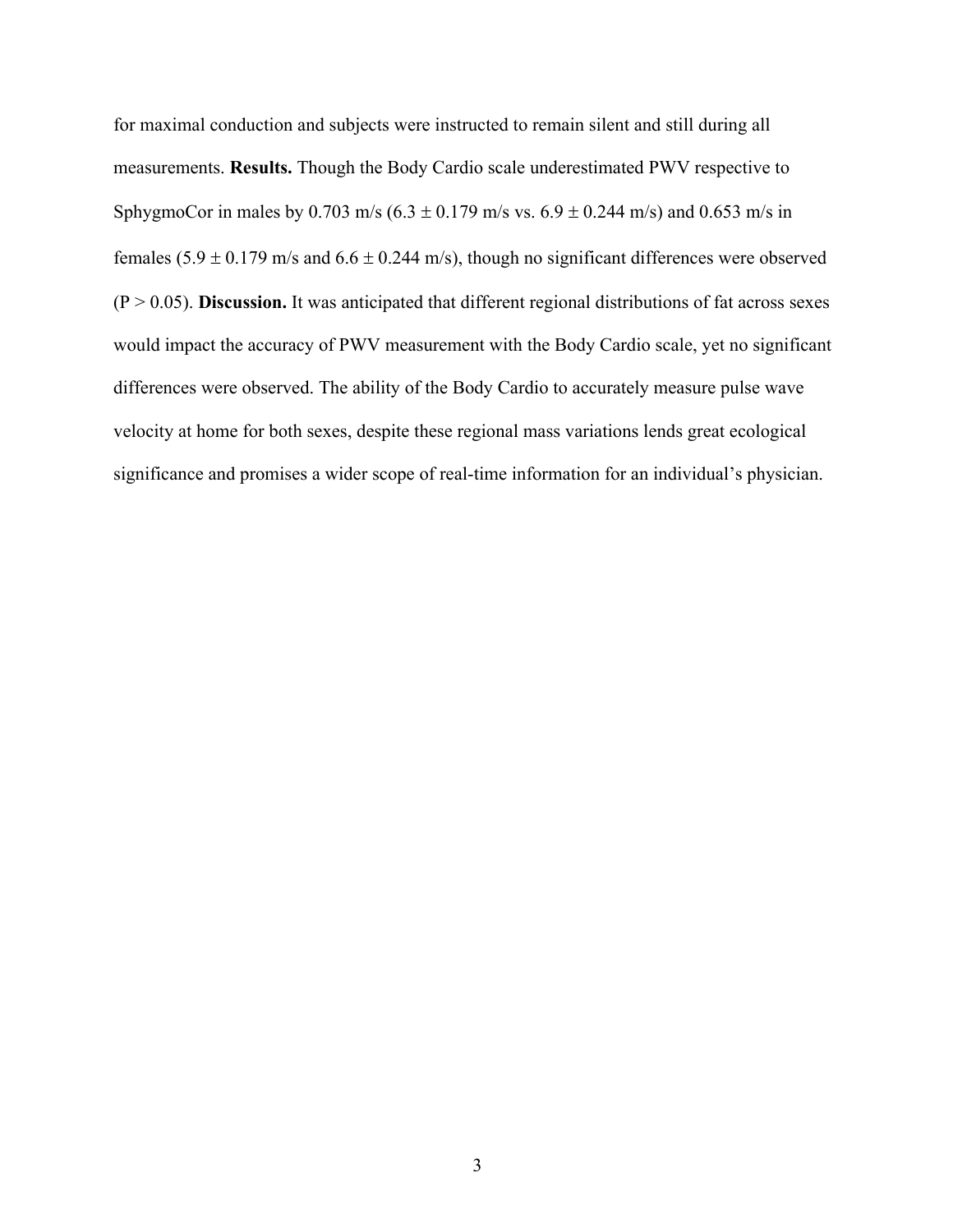for maximal conduction and subjects were instructed to remain silent and still during all measurements. **Results.** Though the Body Cardio scale underestimated PWV respective to SphygmoCor in males by 0.703 m/s (6.3 ± 0.179 m/s vs. 6.9 ± 0.244 m/s) and 0.653 m/s in females (5.9 ± 0.179 m/s and 6.6 ± 0.244 m/s), though no significant differences were observed ($P > 0.05$). **Discussion.** It was anticipated that different regional distributions of fat across sexes would impact the accuracy of PWV measurement with the Body Cardio scale, yet no significant differences were observed. The ability of the Body Cardio to accurately measure pulse wave velocity at home for both sexes, despite these regional mass variations lends great ecological significance and promises a wider scope of real-time information for an individual's physician.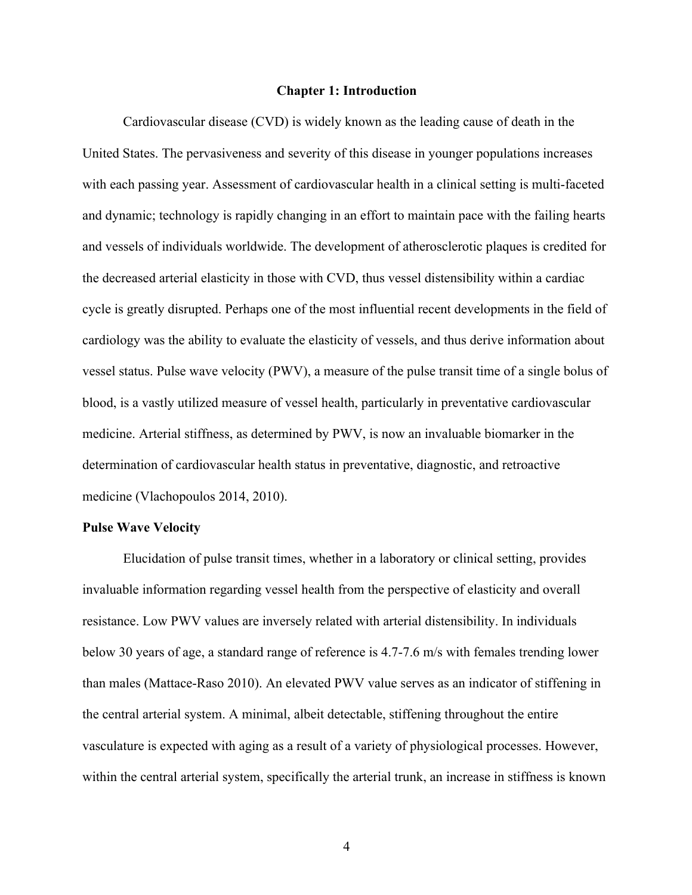# Chapter 1: Introduction

Cardiovascular disease (CVD) is widely known as the leading cause of death in the United States. The pervasiveness and severity of this disease in younger populations increases with each passing year. Assessment of cardiovascular health in a clinical setting is multi-faceted and dynamic; technology is rapidly changing in an effort to maintain pace with the failing hearts and vessels of individuals worldwide. The development of atherosclerotic plaques is credited for the decreased arterial elasticity in those with CVD, thus vessel distensibility within a cardiac cycle is greatly disrupted. Perhaps one of the most influential recent developments in the field of cardiology was the ability to evaluate the elasticity of vessels, and thus derive information about vessel status. Pulse wave velocity (PWV), a measure of the pulse transit time of a single bolus of blood, is a vastly utilized measure of vessel health, particularly in preventative cardiovascular medicine. Arterial stiffness, as determined by PWV, is now an invaluable biomarker in the determination of cardiovascular health status in preventative, diagnostic, and retroactive medicine (Vlachopoulos 2014, 2010).

## Pulse Wave Velocity

Elucidation of pulse transit times, whether in a laboratory or clinical setting, provides invaluable information regarding vessel health from the perspective of elasticity and overall resistance. Low PWV values are inversely related with arterial distensibility. In individuals below 30 years of age, a standard range of reference is 4.7-7.6 m/s with females trending lower than males (Mattace-Raso 2010). An elevated PWV value serves as an indicator of stiffening in the central arterial system. A minimal, albeit detectable, stiffening throughout the entire vasculature is expected with aging as a result of a variety of physiological processes. However, within the central arterial system, specifically the arterial trunk, an increase in stiffness is known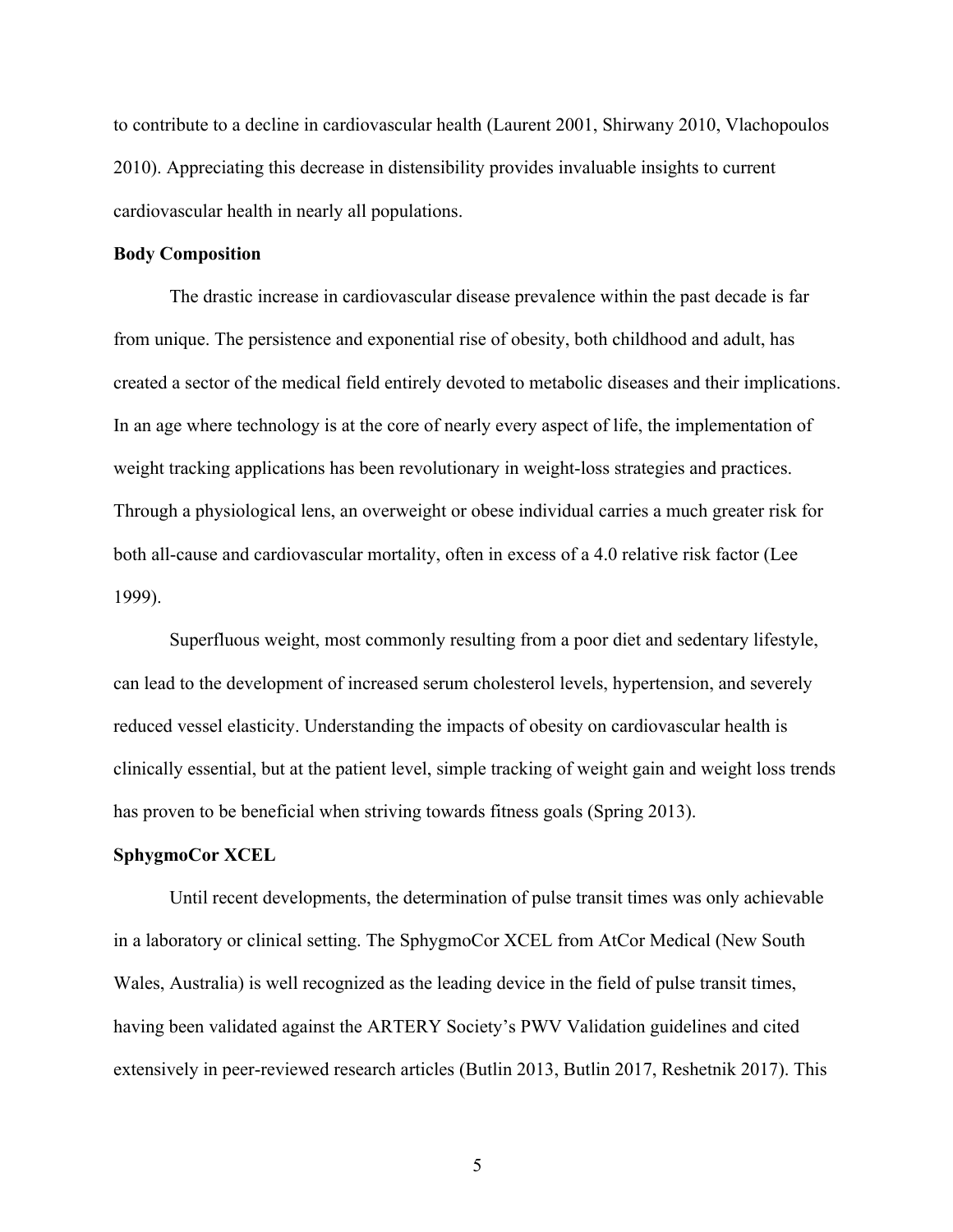to contribute to a decline in cardiovascular health (Laurent 2001, Shirwany 2010, Vlachopoulos 2010). Appreciating this decrease in distensibility provides invaluable insights to current cardiovascular health in nearly all populations.

**Body Composition**

The drastic increase in cardiovascular disease prevalence within the past decade is far from unique. The persistence and exponential rise of obesity, both childhood and adult, has created a sector of the medical field entirely devoted to metabolic diseases and their implications. In an age where technology is at the core of nearly every aspect of life, the implementation of weight tracking applications has been revolutionary in weight-loss strategies and practices. Through a physiological lens, an overweight or obese individual carries a much greater risk for both all-cause and cardiovascular mortality, often in excess of a 4.0 relative risk factor (Lee 1999).

Superfluous weight, most commonly resulting from a poor diet and sedentary lifestyle, can lead to the development of increased serum cholesterol levels, hypertension, and severely reduced vessel elasticity. Understanding the impacts of obesity on cardiovascular health is clinically essential, but at the patient level, simple tracking of weight gain and weight loss trends has proven to be beneficial when striving towards fitness goals (Spring 2013).

**SphygmoCor XCEL**

Until recent developments, the determination of pulse transit times was only achievable in a laboratory or clinical setting. The SphygmoCor XCEL from AtCor Medical (New South Wales, Australia) is well recognized as the leading device in the field of pulse transit times, having been validated against the ARTERY Society's PWV Validation guidelines and cited extensively in peer-reviewed research articles (Butlin 2013, Butlin 2017, Reshetnik 2017). This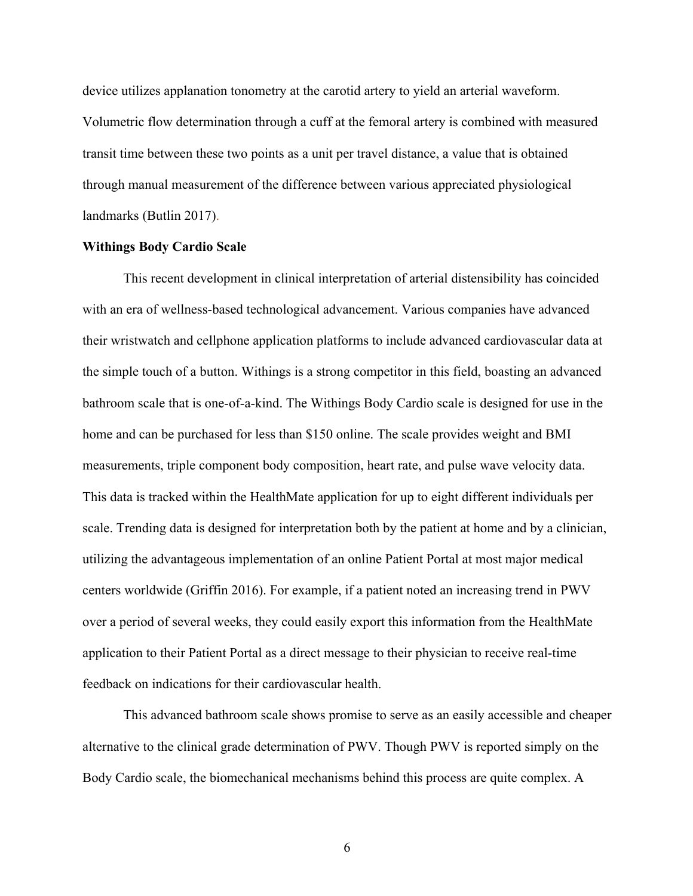device utilizes applanation tonometry at the carotid artery to yield an arterial waveform. Volumetric flow determination through a cuff at the femoral artery is combined with measured transit time between these two points as a unit per travel distance, a value that is obtained through manual measurement of the difference between various appreciated physiological landmarks (Butlin 2017).

**Withings Body Cardio Scale**

This recent development in clinical interpretation of arterial distensibility has coincided with an era of wellness-based technological advancement. Various companies have advanced their wristwatch and cellphone application platforms to include advanced cardiovascular data at the simple touch of a button. Withings is a strong competitor in this field, boasting an advanced bathroom scale that is one-of-a-kind. The Withings Body Cardio scale is designed for use in the home and can be purchased for less than $150 online. The scale provides weight and BMI measurements, triple component body composition, heart rate, and pulse wave velocity data. This data is tracked within the HealthMate application for up to eight different individuals per scale. Trending data is designed for interpretation both by the patient at home and by a clinician, utilizing the advantageous implementation of an online Patient Portal at most major medical centers worldwide (Griffin 2016). For example, if a patient noted an increasing trend in PWV over a period of several weeks, they could easily export this information from the HealthMate application to their Patient Portal as a direct message to their physician to receive real-time feedback on indications for their cardiovascular health.

This advanced bathroom scale shows promise to serve as an easily accessible and cheaper alternative to the clinical grade determination of PWV. Though PWV is reported simply on the Body Cardio scale, the biomechanical mechanisms behind this process are quite complex. A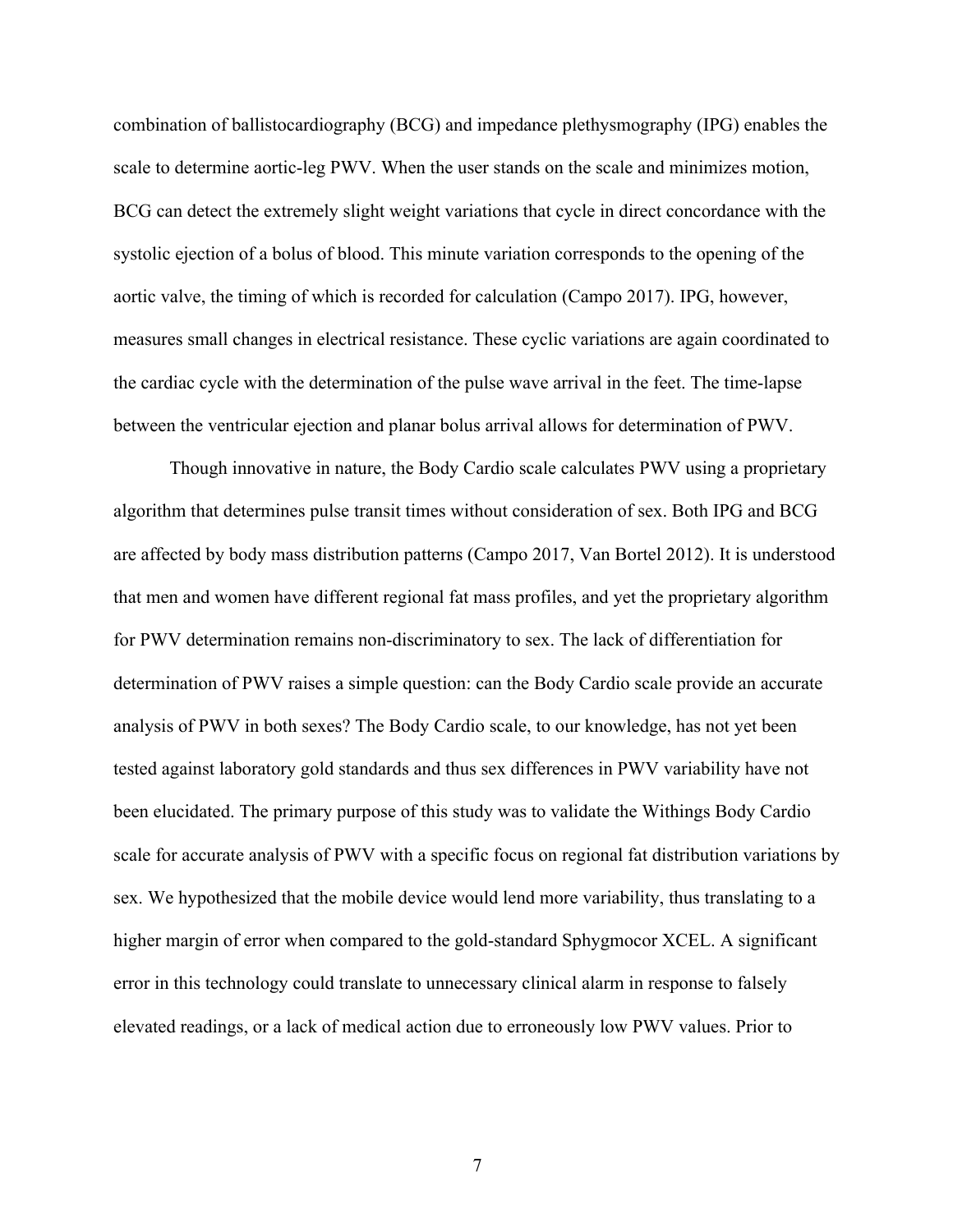combination of ballistocardiography (BCG) and impedance plethysmography (IPG) enables the scale to determine aortic-leg PWV. When the user stands on the scale and minimizes motion, BCG can detect the extremely slight weight variations that cycle in direct concordance with the systolic ejection of a bolus of blood. This minute variation corresponds to the opening of the aortic valve, the timing of which is recorded for calculation (Campo 2017). IPG, however, measures small changes in electrical resistance. These cyclic variations are again coordinated to the cardiac cycle with the determination of the pulse wave arrival in the feet. The time-lapse between the ventricular ejection and planar bolus arrival allows for determination of PWV.

Though innovative in nature, the Body Cardio scale calculates PWV using a proprietary algorithm that determines pulse transit times without consideration of sex. Both IPG and BCG are affected by body mass distribution patterns (Campo 2017, Van Bortel 2012). It is understood that men and women have different regional fat mass profiles, and yet the proprietary algorithm for PWV determination remains non-discriminatory to sex. The lack of differentiation for determination of PWV raises a simple question: can the Body Cardio scale provide an accurate analysis of PWV in both sexes? The Body Cardio scale, to our knowledge, has not yet been tested against laboratory gold standards and thus sex differences in PWV variability have not been elucidated. The primary purpose of this study was to validate the Withings Body Cardio scale for accurate analysis of PWV with a specific focus on regional fat distribution variations by sex. We hypothesized that the mobile device would lend more variability, thus translating to a higher margin of error when compared to the gold-standard Sphygmocor XCEL. A significant error in this technology could translate to unnecessary clinical alarm in response to falsely elevated readings, or a lack of medical action due to erroneously low PWV values. Prior to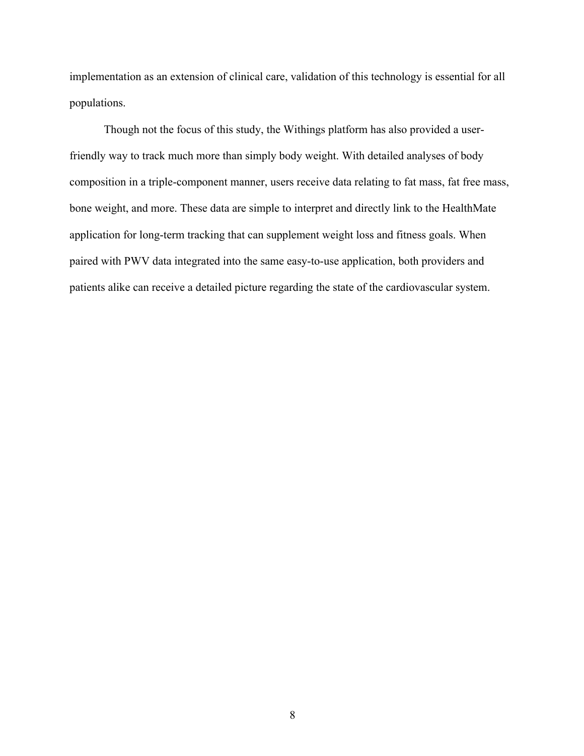implementation as an extension of clinical care, validation of this technology is essential for all populations.

Though not the focus of this study, the Withings platform has also provided a user-friendly way to track much more than simply body weight. With detailed analyses of body composition in a triple-component manner, users receive data relating to fat mass, fat free mass, bone weight, and more. These data are simple to interpret and directly link to the HealthMate application for long-term tracking that can supplement weight loss and fitness goals. When paired with PWV data integrated into the same easy-to-use application, both providers and patients alike can receive a detailed picture regarding the state of the cardiovascular system.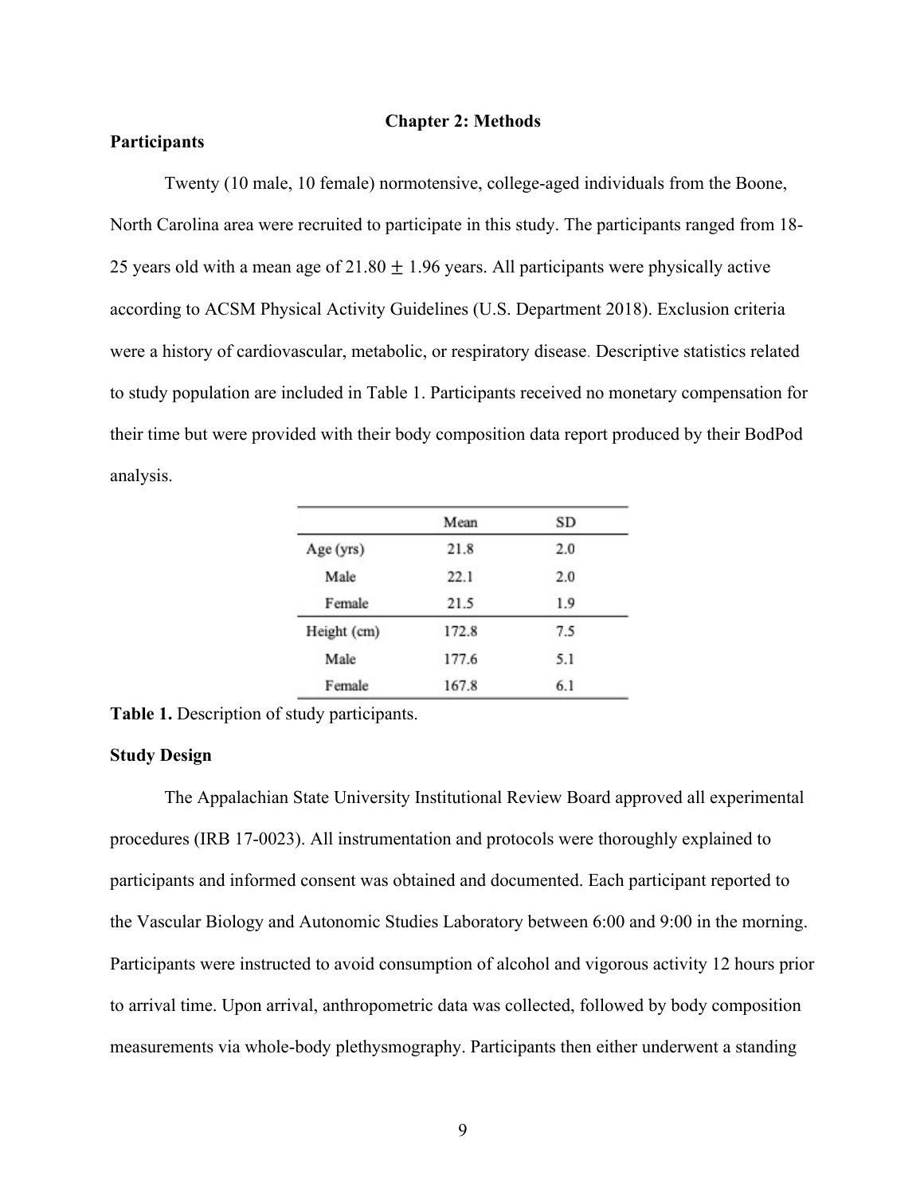## Chapter 2: Methods

### Participants

Twenty (10 male, 10 female) normotensive, college-aged individuals from the Boone, North Carolina area were recruited to participate in this study. The participants ranged from 18-25 years old with a mean age of $21.80 \pm 1.96$ years. All participants were physically active according to ACSM Physical Activity Guidelines (U.S. Department 2018). Exclusion criteria were a history of cardiovascular, metabolic, or respiratory disease. Descriptive statistics related to study population are included in Table 1. Participants received no monetary compensation for their time but were provided with their body composition data report produced by their BodPod analysis.

| | Mean | SD |
|---|---|---|
| Age (yrs) | 21.8 | 2.0 |
| Male | 22.1 | 2.0 |
| Female | 21.5 | 1.9 |
| Height (cm) | 172.8 | 7.5 |
| Male | 177.6 | 5.1 |
| Female | 167.8 | 6.1 |

**Table 1.** Description of study participants.

### Study Design

The Appalachian State University Institutional Review Board approved all experimental procedures (IRB 17-0023). All instrumentation and protocols were thoroughly explained to participants and informed consent was obtained and documented. Each participant reported to the Vascular Biology and Autonomic Studies Laboratory between 6:00 and 9:00 in the morning. Participants were instructed to avoid consumption of alcohol and vigorous activity 12 hours prior to arrival time. Upon arrival, anthropometric data was collected, followed by body composition measurements via whole-body plethysmography. Participants then either underwent a standing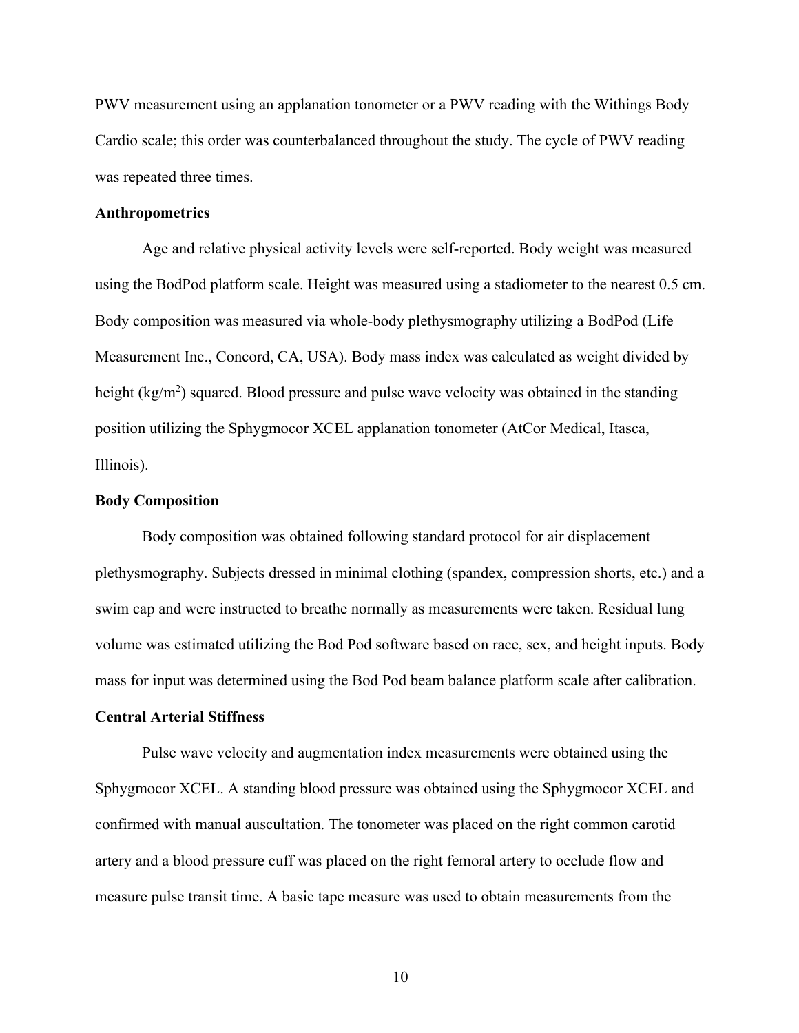PWV measurement using an applanation tonometer or a PWV reading with the Withings Body Cardio scale; this order was counterbalanced throughout the study. The cycle of PWV reading was repeated three times.

**Anthropometrics**

Age and relative physical activity levels were self-reported. Body weight was measured using the BodPod platform scale. Height was measured using a stadiometer to the nearest 0.5 cm. Body composition was measured via whole-body plethysmography utilizing a BodPod (Life Measurement Inc., Concord, CA, USA). Body mass index was calculated as weight divided by height ($kg/m^2$) squared. Blood pressure and pulse wave velocity was obtained in the standing position utilizing the Sphygmocor XCEL applanation tonometer (AtCor Medical, Itasca, Illinois).

**Body Composition**

Body composition was obtained following standard protocol for air displacement plethysmography. Subjects dressed in minimal clothing (spandex, compression shorts, etc.) and a swim cap and were instructed to breathe normally as measurements were taken. Residual lung volume was estimated utilizing the Bod Pod software based on race, sex, and height inputs. Body mass for input was determined using the Bod Pod beam balance platform scale after calibration.

**Central Arterial Stiffness**

Pulse wave velocity and augmentation index measurements were obtained using the Sphygmocor XCEL. A standing blood pressure was obtained using the Sphygmocor XCEL and confirmed with manual auscultation. The tonometer was placed on the right common carotid artery and a blood pressure cuff was placed on the right femoral artery to occlude flow and measure pulse transit time. A basic tape measure was used to obtain measurements from the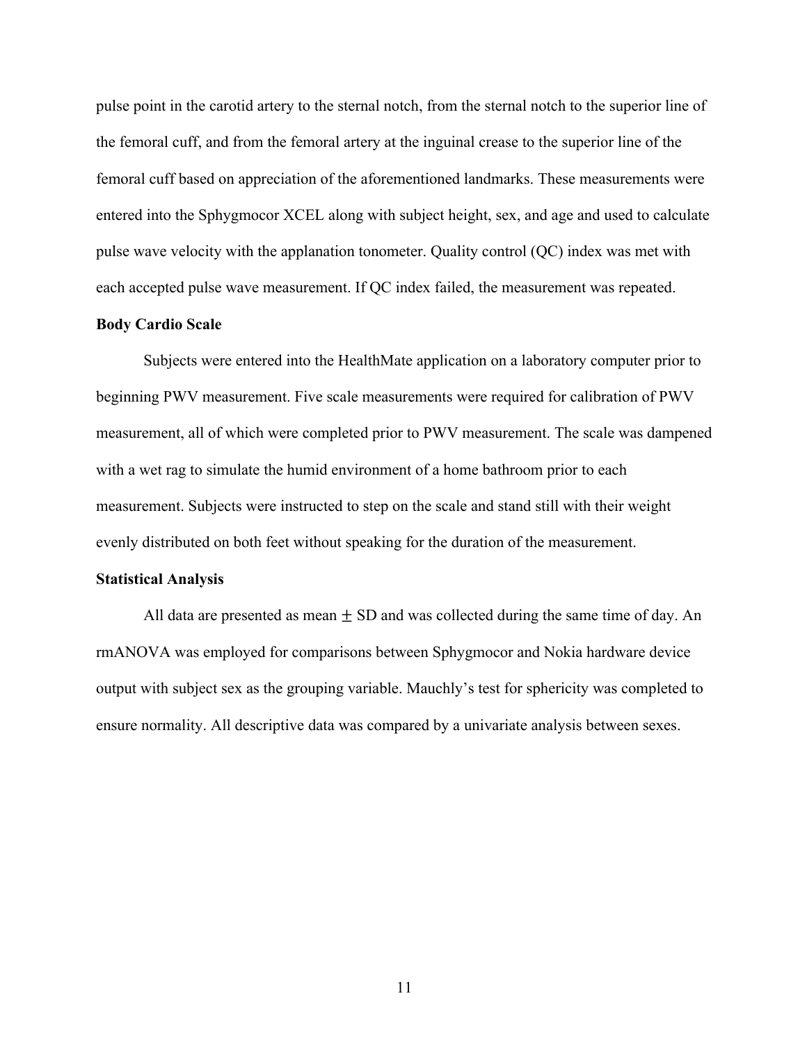pulse point in the carotid artery to the sternal notch, from the sternal notch to the superior line of the femoral cuff, and from the femoral artery at the inguinal crease to the superior line of the femoral cuff based on appreciation of the aforementioned landmarks. These measurements were entered into the Sphygmocor XCEL along with subject height, sex, and age and used to calculate pulse wave velocity with the applanation tonometer. Quality control (QC) index was met with each accepted pulse wave measurement. If QC index failed, the measurement was repeated.

**Body Cardio Scale**

Subjects were entered into the HealthMate application on a laboratory computer prior to beginning PWV measurement. Five scale measurements were required for calibration of PWV measurement, all of which were completed prior to PWV measurement. The scale was dampened with a wet rag to simulate the humid environment of a home bathroom prior to each measurement. Subjects were instructed to step on the scale and stand still with their weight evenly distributed on both feet without speaking for the duration of the measurement.

**Statistical Analysis**

All data are presented as mean $\pm$ SD and was collected during the same time of day. An rmANOVA was employed for comparisons between Sphygmocor and Nokia hardware device output with subject sex as the grouping variable. Mauchly's test for sphericity was completed to ensure normality. All descriptive data was compared by a univariate analysis between sexes.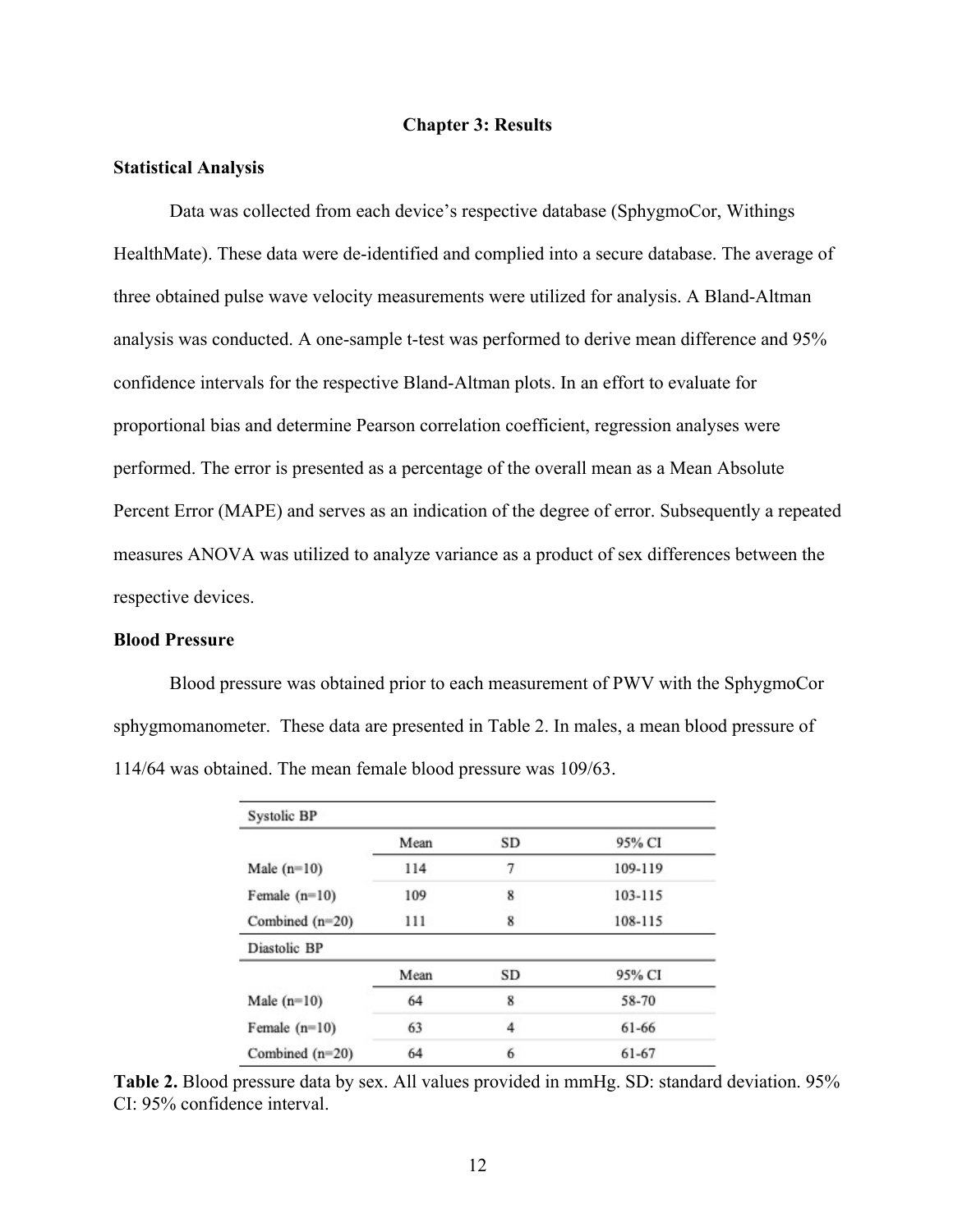# Chapter 3: Results

## Statistical Analysis

Data was collected from each device's respective database (SphygmoCor, Withings HealthMate). These data were de-identified and complied into a secure database. The average of three obtained pulse wave velocity measurements were utilized for analysis. A Bland-Altman analysis was conducted. A one-sample t-test was performed to derive mean difference and 95% confidence intervals for the respective Bland-Altman plots. In an effort to evaluate for proportional bias and determine Pearson correlation coefficient, regression analyses were performed. The error is presented as a percentage of the overall mean as a Mean Absolute Percent Error (MAPE) and serves as an indication of the degree of error. Subsequently a repeated measures ANOVA was utilized to analyze variance as a product of sex differences between the respective devices.

## Blood Pressure

Blood pressure was obtained prior to each measurement of PWV with the SphygmoCor sphygmomanometer. These data are presented in Table 2. In males, a mean blood pressure of 114/64 was obtained. The mean female blood pressure was 109/63.

| Systolic BP | | | |
|---|---|---|---|
| | Mean | SD | 95% CI |
| Male (n=10) | 114 | 7 | 109-119 |
| Female (n=10) | 109 | 8 | 103-115 |
| Combined (n=20) | 111 | 8 | 108-115 |
| **Diastolic BP** | | | |
| | Mean | SD | 95% CI |
| Male (n=10) | 64 | 8 | 58-70 |
| Female (n=10) | 63 | 4 | 61-66 |
| Combined (n=20) | 64 | 6 | 61-67 |

**Table 2.** Blood pressure data by sex. All values provided in mmHg. SD: standard deviation. 95% CI: 95% confidence interval.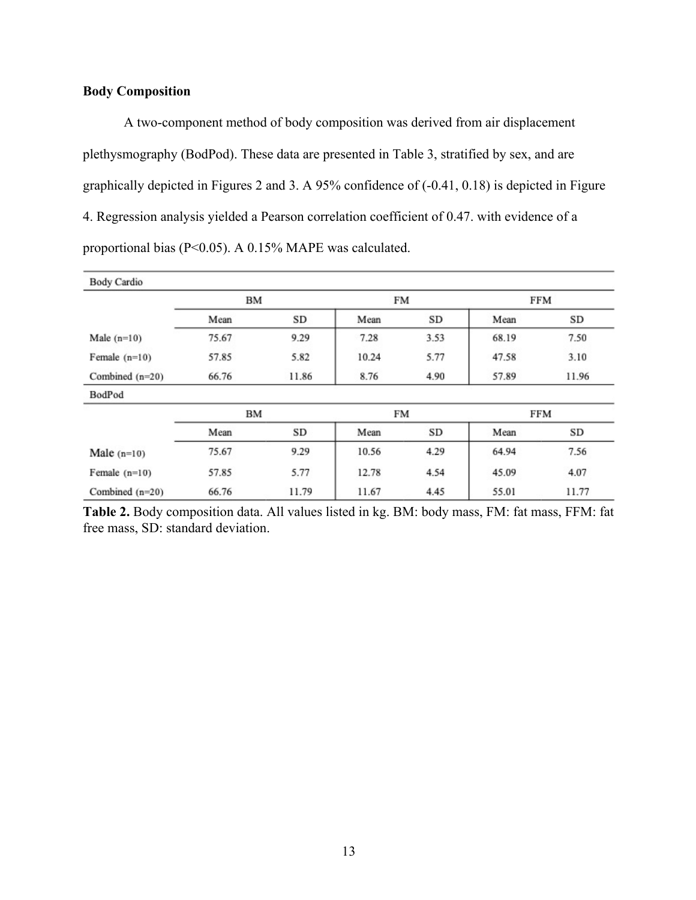**Body Composition**

A two-component method of body composition was derived from air displacement plethysmography (BodPod). These data are presented in Table 3, stratified by sex, and are graphically depicted in Figures 2 and 3. A 95% confidence of (-0.41, 0.18) is depicted in Figure 4. Regression analysis yielded a Pearson correlation coefficient of 0.47. with evidence of a proportional bias (P<0.05). A 0.15% MAPE was calculated.

| Body Cardio | BM | | FM | | FFM | |
|---|---|---|---|---|---|---|
| | Mean | SD | Mean | SD | Mean | SD |
| Male (n=10) | 75.67 | 9.29 | 7.28 | 3.53 | 68.19 | 7.50 |
| Female (n=10) | 57.85 | 5.82 | 10.24 | 5.77 | 47.58 | 3.10 |
| Combined (n=20) | 66.76 | 11.86 | 8.76 | 4.90 | 57.89 | 11.96 |
| **BodPod** | **BM** | | **FM** | | **FFM** | |
| | Mean | SD | Mean | SD | Mean | SD |
| Male (n=10) | 75.67 | 9.29 | 10.56 | 4.29 | 64.94 | 7.56 |
| Female (n=10) | 57.85 | 5.77 | 12.78 | 4.54 | 45.09 | 4.07 |
| Combined (n=20) | 66.76 | 11.79 | 11.67 | 4.45 | 55.01 | 11.77 |

**Table 2.** Body composition data. All values listed in kg. BM: body mass, FM: fat mass, FFM: fat free mass, SD: standard deviation.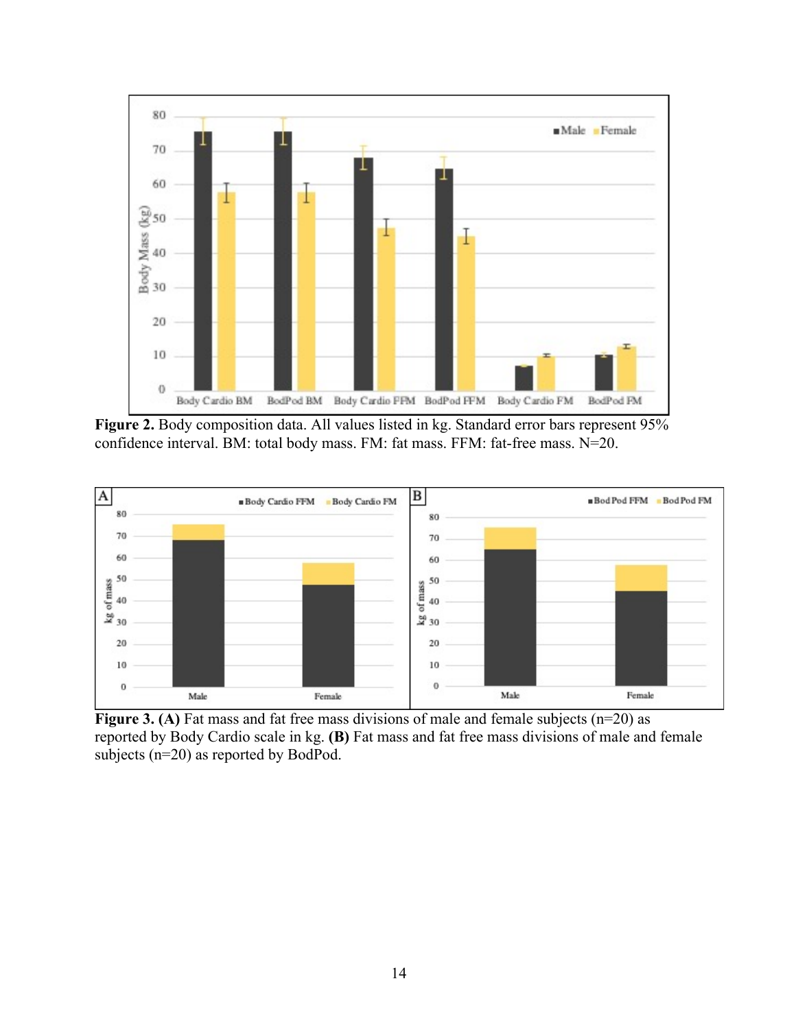**Figure 2.** Body composition data. All values listed in kg. Standard error bars represent 95% confidence interval. BM: total body mass. FM: fat mass. FFM: fat-free mass. N=20.

**Figure 3. (A)** Fat mass and fat free mass divisions of male and female subjects (n=20) as reported by Body Cardio scale in kg. **(B)** Fat mass and fat free mass divisions of male and female subjects (n=20) as reported by BodPod.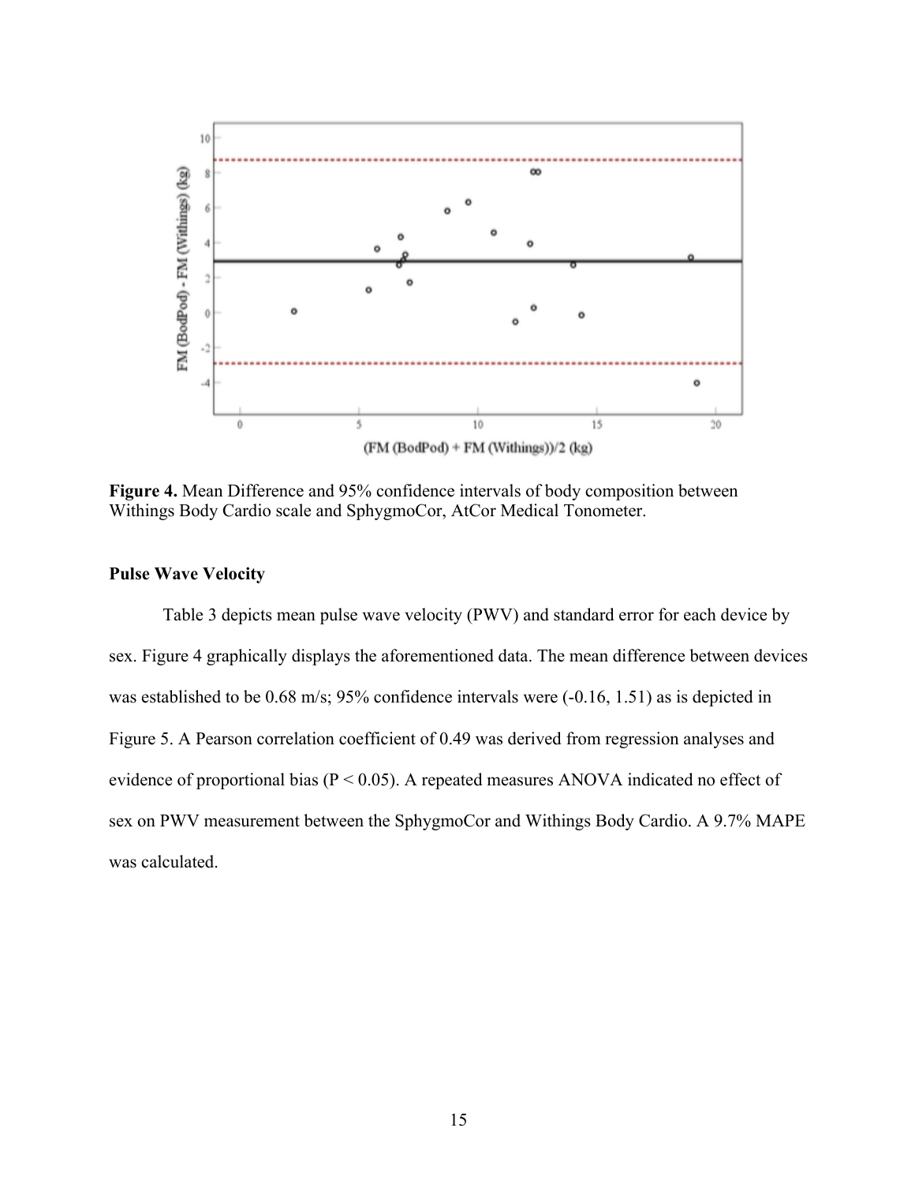**Figure 4.** Mean Difference and 95% confidence intervals of body composition between Withings Body Cardio scale and SphygmoCor, AtCor Medical Tonometer.

### Pulse Wave Velocity

Table 3 depicts mean pulse wave velocity (PWV) and standard error for each device by sex. Figure 4 graphically displays the aforementioned data. The mean difference between devices was established to be 0.68 m/s; 95% confidence intervals were (-0.16, 1.51) as is depicted in Figure 5. A Pearson correlation coefficient of 0.49 was derived from regression analyses and evidence of proportional bias ($P < 0.05$). A repeated measures ANOVA indicated no effect of sex on PWV measurement between the SphygmoCor and Withings Body Cardio. A 9.7% MAPE was calculated.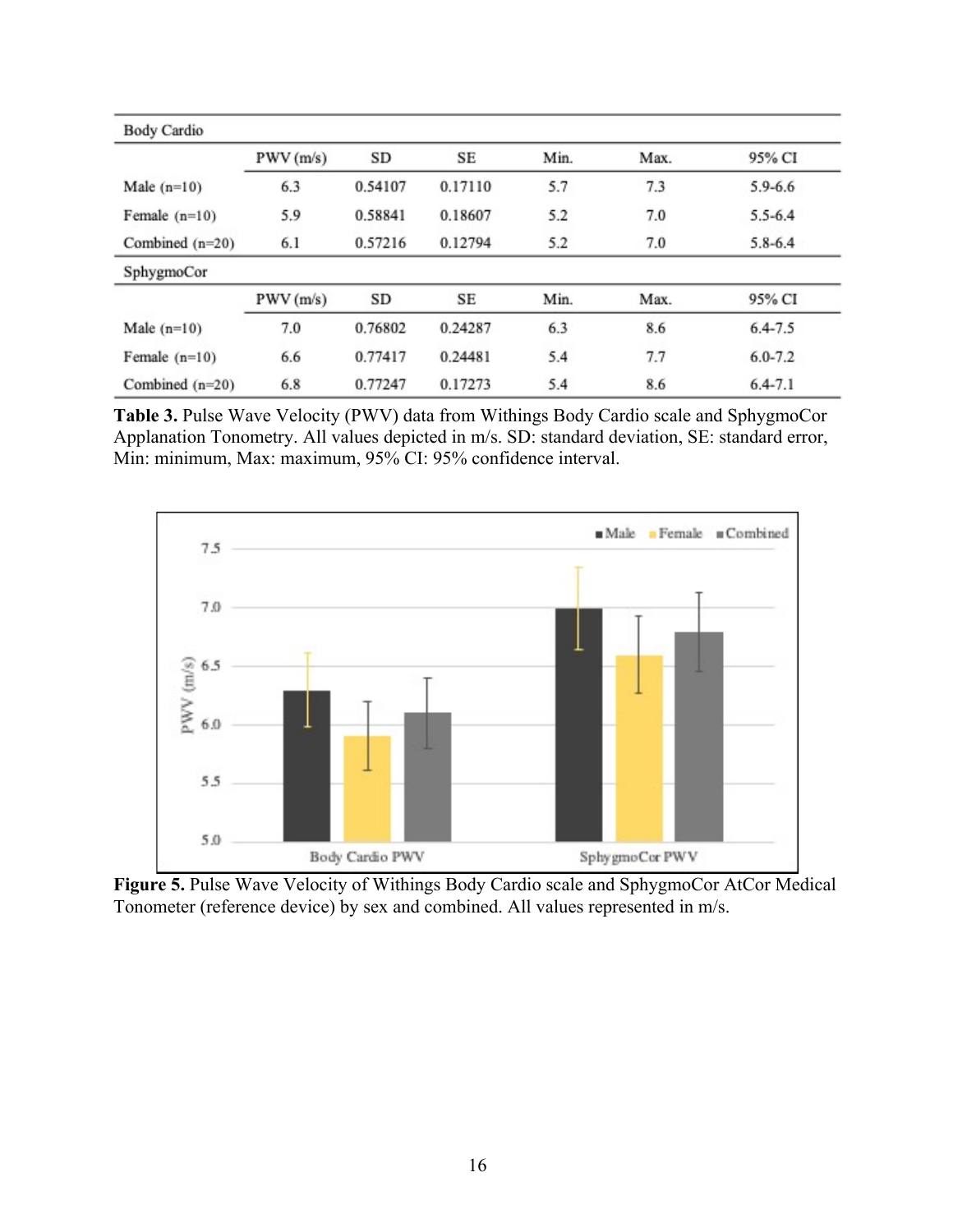| Body Cardio | | | | | | |
|---|---|---|---|---|---|---|
| | PWV (m/s) | SD | SE | Min. | Max. | 95% CI |
| Male (n=10) | 6.3 | 0.54107 | 0.17110 | 5.7 | 7.3 | 5.9-6.6 |
| Female (n=10) | 5.9 | 0.58841 | 0.18607 | 5.2 | 7.0 | 5.5-6.4 |
| Combined (n=20) | 6.1 | 0.57216 | 0.12794 | 5.2 | 7.0 | 5.8-6.4 |
| **SphygmoCor** | | | | | | |
| | PWV (m/s) | SD | SE | Min. | Max. | 95% CI |
| Male (n=10) | 7.0 | 0.76802 | 0.24287 | 6.3 | 8.6 | 6.4-7.5 |
| Female (n=10) | 6.6 | 0.77417 | 0.24481 | 5.4 | 7.7 | 6.0-7.2 |
| Combined (n=20) | 6.8 | 0.77247 | 0.17273 | 5.4 | 8.6 | 6.4-7.1 |

**Table 3.** Pulse Wave Velocity (PWV) data from Withings Body Cardio scale and SphygmoCor Applanation Tonometry. All values depicted in m/s. SD: standard deviation, SE: standard error, Min: minimum, Max: maximum, 95% CI: 95% confidence interval.

**Figure 5.** Pulse Wave Velocity of Withings Body Cardio scale and SphygmoCor AtCor Medical Tonometer (reference device) by sex and combined. All values represented in m/s.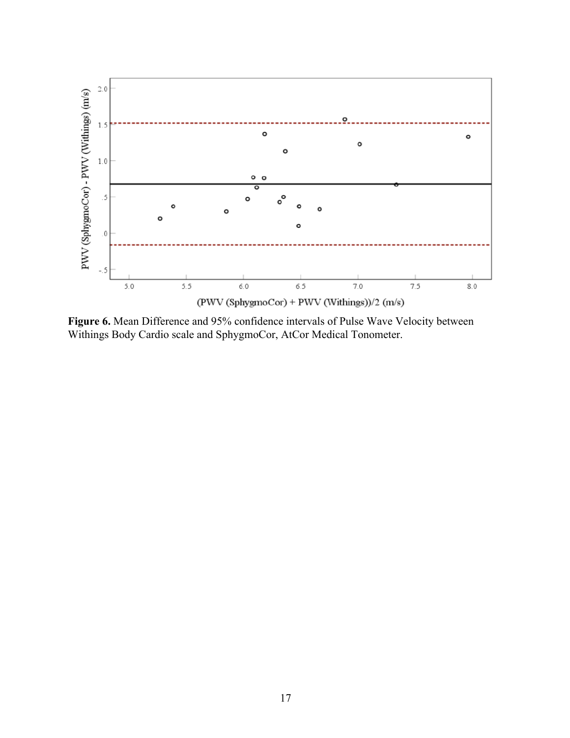**Figure 6.** Mean Difference and 95% confidence intervals of Pulse Wave Velocity between Withings Body Cardio scale and SphygmoCor, AtCor Medical Tonometer.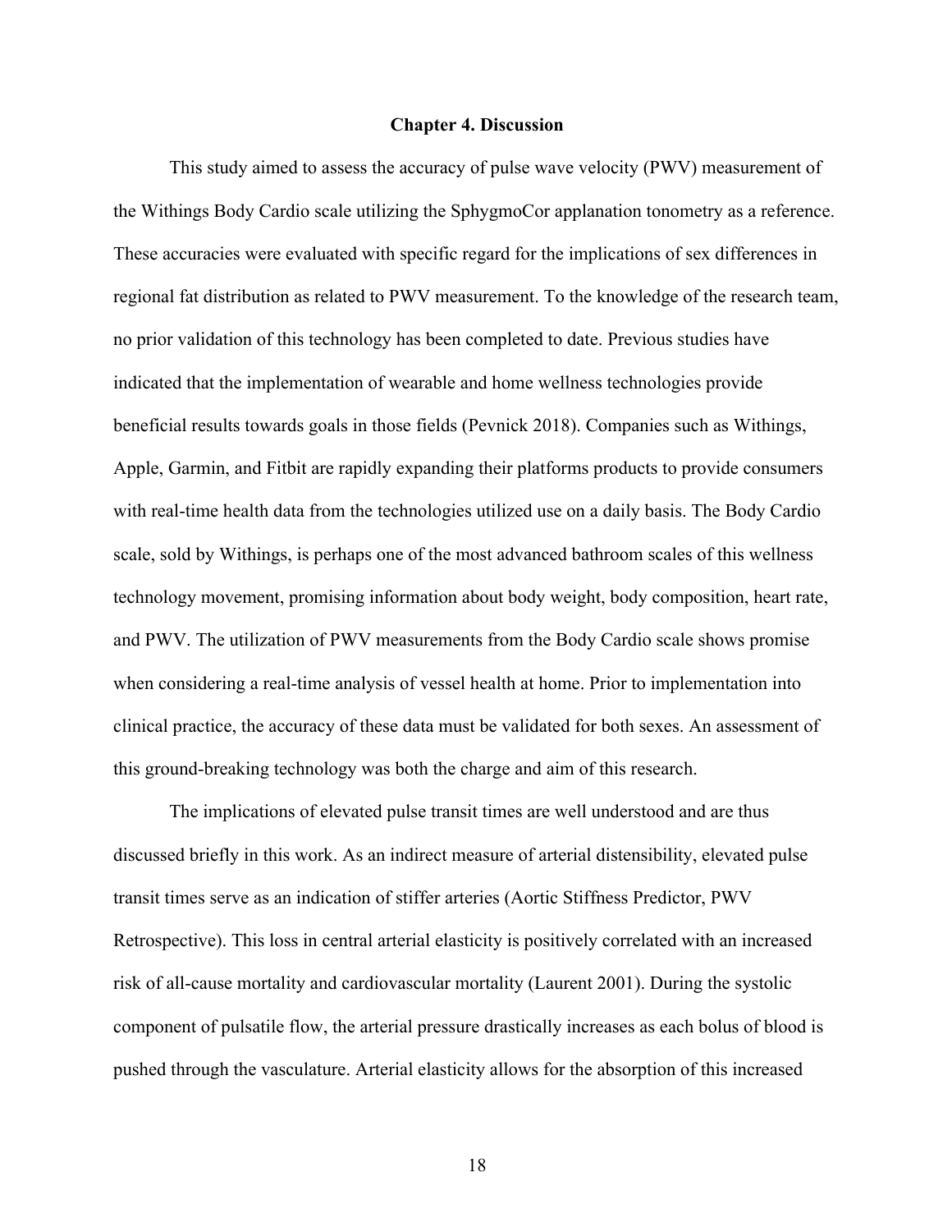# Chapter 4. Discussion

This study aimed to assess the accuracy of pulse wave velocity (PWV) measurement of the Withings Body Cardio scale utilizing the SphygmoCor applanation tonometry as a reference. These accuracies were evaluated with specific regard for the implications of sex differences in regional fat distribution as related to PWV measurement. To the knowledge of the research team, no prior validation of this technology has been completed to date. Previous studies have indicated that the implementation of wearable and home wellness technologies provide beneficial results towards goals in those fields (Pevnick 2018). Companies such as Withings, Apple, Garmin, and Fitbit are rapidly expanding their platforms products to provide consumers with real-time health data from the technologies utilized use on a daily basis. The Body Cardio scale, sold by Withings, is perhaps one of the most advanced bathroom scales of this wellness technology movement, promising information about body weight, body composition, heart rate, and PWV. The utilization of PWV measurements from the Body Cardio scale shows promise when considering a real-time analysis of vessel health at home. Prior to implementation into clinical practice, the accuracy of these data must be validated for both sexes. An assessment of this ground-breaking technology was both the charge and aim of this research.

The implications of elevated pulse transit times are well understood and are thus discussed briefly in this work. As an indirect measure of arterial distensibility, elevated pulse transit times serve as an indication of stiffer arteries (Aortic Stiffness Predictor, PWV Retrospective). This loss in central arterial elasticity is positively correlated with an increased risk of all-cause mortality and cardiovascular mortality (Laurent 2001). During the systolic component of pulsatile flow, the arterial pressure drastically increases as each bolus of blood is pushed through the vasculature. Arterial elasticity allows for the absorption of this increased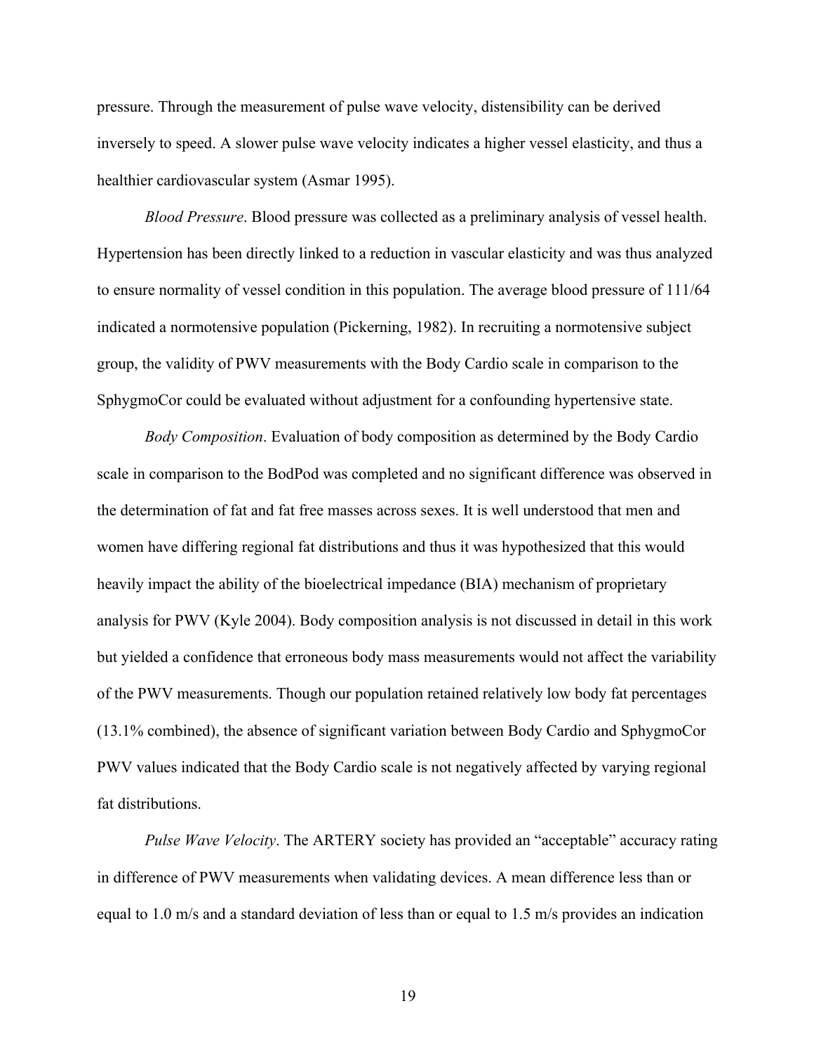pressure. Through the measurement of pulse wave velocity, distensibility can be derived inversely to speed. A slower pulse wave velocity indicates a higher vessel elasticity, and thus a healthier cardiovascular system (Asmar 1995).

*Blood Pressure*. Blood pressure was collected as a preliminary analysis of vessel health. Hypertension has been directly linked to a reduction in vascular elasticity and was thus analyzed to ensure normality of vessel condition in this population. The average blood pressure of 111/64 indicated a normotensive population (Pickerning, 1982). In recruiting a normotensive subject group, the validity of PWV measurements with the Body Cardio scale in comparison to the SphygmoCor could be evaluated without adjustment for a confounding hypertensive state.

*Body Composition*. Evaluation of body composition as determined by the Body Cardio scale in comparison to the BodPod was completed and no significant difference was observed in the determination of fat and fat free masses across sexes. It is well understood that men and women have differing regional fat distributions and thus it was hypothesized that this would heavily impact the ability of the bioelectrical impedance (BIA) mechanism of proprietary analysis for PWV (Kyle 2004). Body composition analysis is not discussed in detail in this work but yielded a confidence that erroneous body mass measurements would not affect the variability of the PWV measurements. Though our population retained relatively low body fat percentages (13.1% combined), the absence of significant variation between Body Cardio and SphygmoCor PWV values indicated that the Body Cardio scale is not negatively affected by varying regional fat distributions.

*Pulse Wave Velocity*. The ARTERY society has provided an "acceptable" accuracy rating in difference of PWV measurements when validating devices. A mean difference less than or equal to 1.0 m/s and a standard deviation of less than or equal to 1.5 m/s provides an indication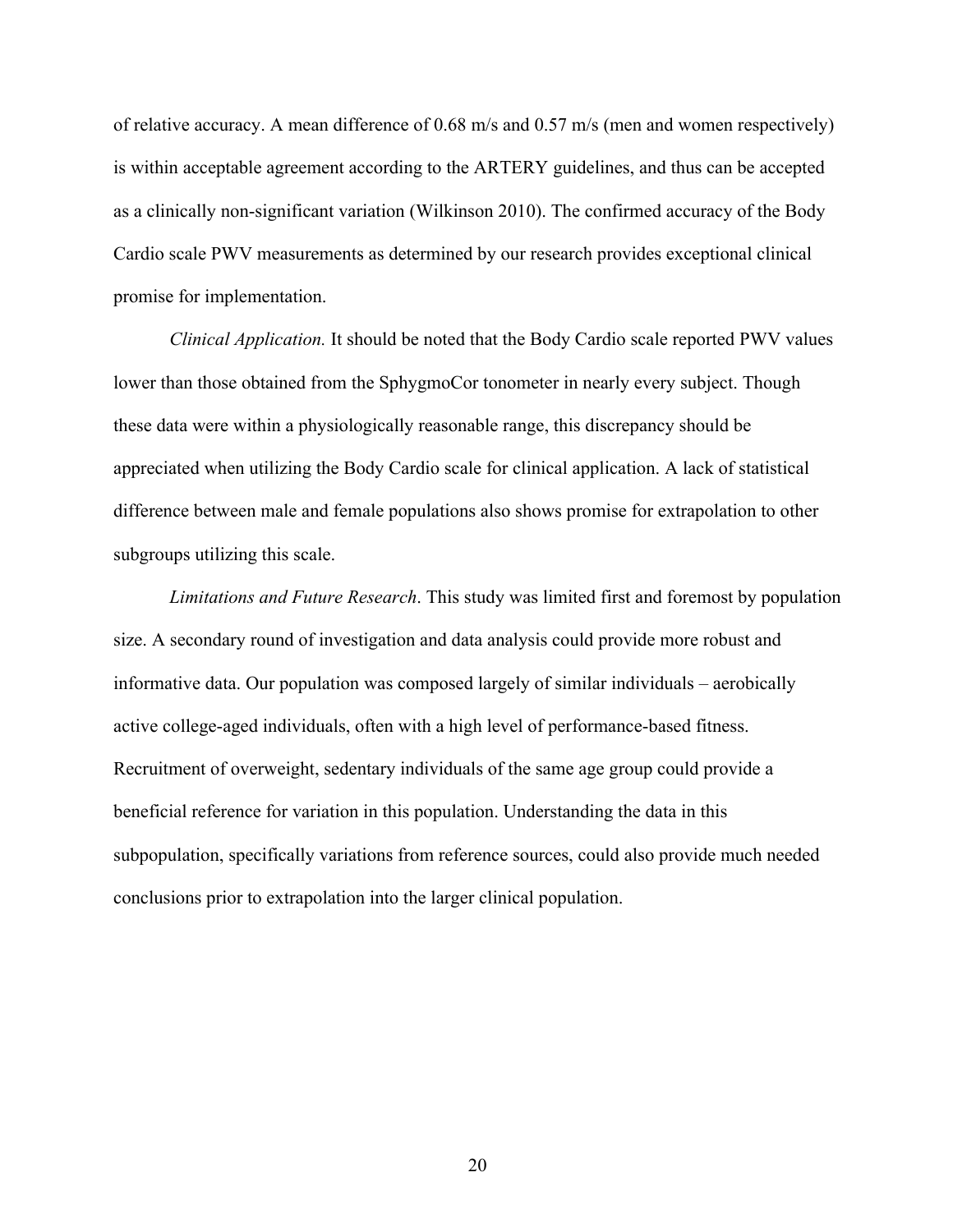of relative accuracy. A mean difference of 0.68 m/s and 0.57 m/s (men and women respectively) is within acceptable agreement according to the ARTERY guidelines, and thus can be accepted as a clinically non-significant variation (Wilkinson 2010). The confirmed accuracy of the Body Cardio scale PWV measurements as determined by our research provides exceptional clinical promise for implementation.

*Clinical Application.* It should be noted that the Body Cardio scale reported PWV values lower than those obtained from the SphygmoCor tonometer in nearly every subject. Though these data were within a physiologically reasonable range, this discrepancy should be appreciated when utilizing the Body Cardio scale for clinical application. A lack of statistical difference between male and female populations also shows promise for extrapolation to other subgroups utilizing this scale.

*Limitations and Future Research*. This study was limited first and foremost by population size. A secondary round of investigation and data analysis could provide more robust and informative data. Our population was composed largely of similar individuals – aerobically active college-aged individuals, often with a high level of performance-based fitness. Recruitment of overweight, sedentary individuals of the same age group could provide a beneficial reference for variation in this population. Understanding the data in this subpopulation, specifically variations from reference sources, could also provide much needed conclusions prior to extrapolation into the larger clinical population.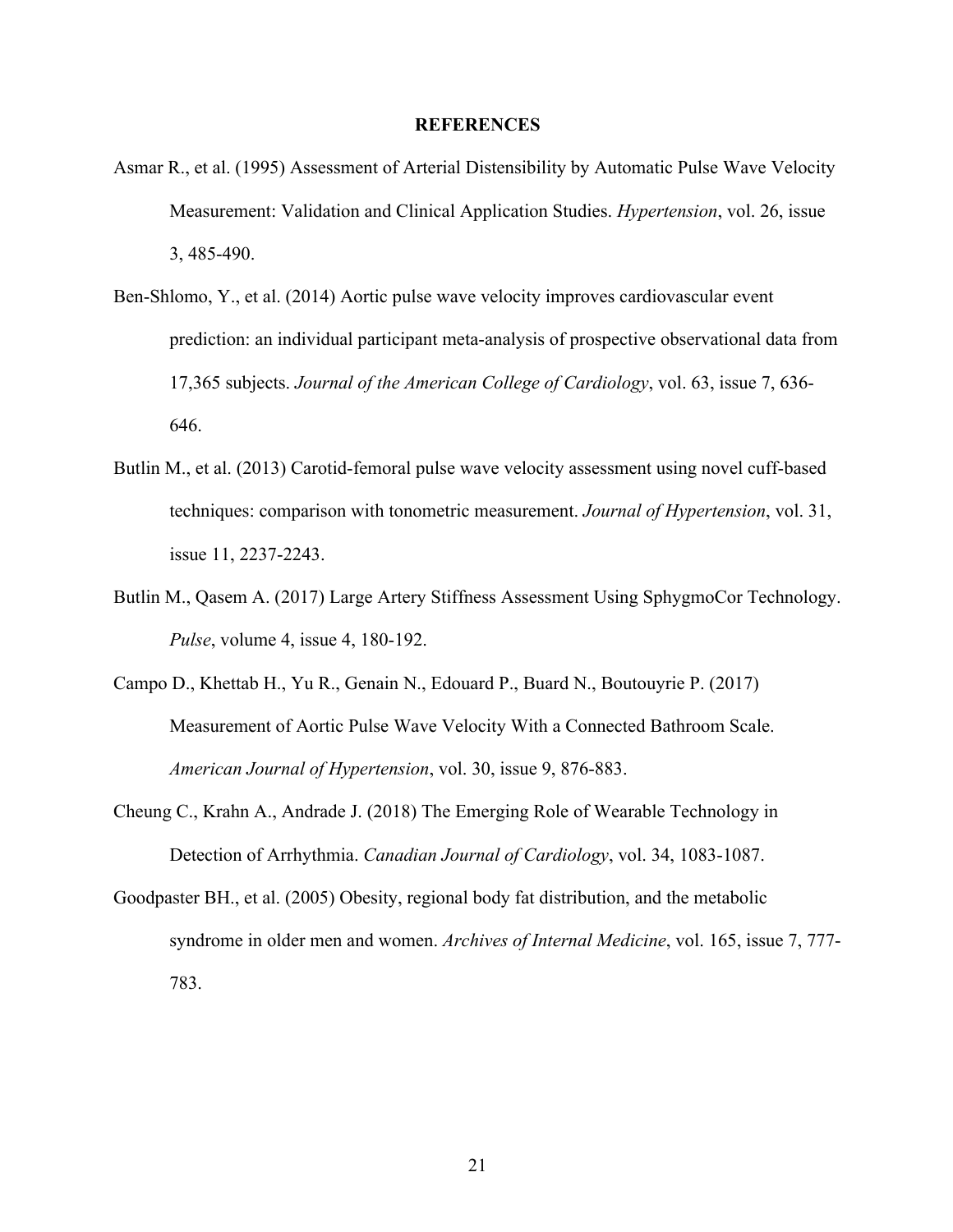**REFERENCES**

Asmar R., et al. (1995) Assessment of Arterial Distensibility by Automatic Pulse Wave Velocity Measurement: Validation and Clinical Application Studies. *Hypertension*, vol. 26, issue 3, 485-490.

Ben-Shlomo, Y., et al. (2014) Aortic pulse wave velocity improves cardiovascular event prediction: an individual participant meta-analysis of prospective observational data from 17,365 subjects. *Journal of the American College of Cardiology*, vol. 63, issue 7, 636-646.

Butlin M., et al. (2013) Carotid-femoral pulse wave velocity assessment using novel cuff-based techniques: comparison with tonometric measurement. *Journal of Hypertension*, vol. 31, issue 11, 2237-2243.

Butlin M., Qasem A. (2017) Large Artery Stiffness Assessment Using SphygmoCor Technology. *Pulse*, volume 4, issue 4, 180-192.

Campo D., Khettab H., Yu R., Genain N., Edouard P., Buard N., Boutouyrie P. (2017) Measurement of Aortic Pulse Wave Velocity With a Connected Bathroom Scale. *American Journal of Hypertension*, vol. 30, issue 9, 876-883.

Cheung C., Krahn A., Andrade J. (2018) The Emerging Role of Wearable Technology in Detection of Arrhythmia. *Canadian Journal of Cardiology*, vol. 34, 1083-1087.

Goodpaster BH., et al. (2005) Obesity, regional body fat distribution, and the metabolic syndrome in older men and women. *Archives of Internal Medicine*, vol. 165, issue 7, 777-783.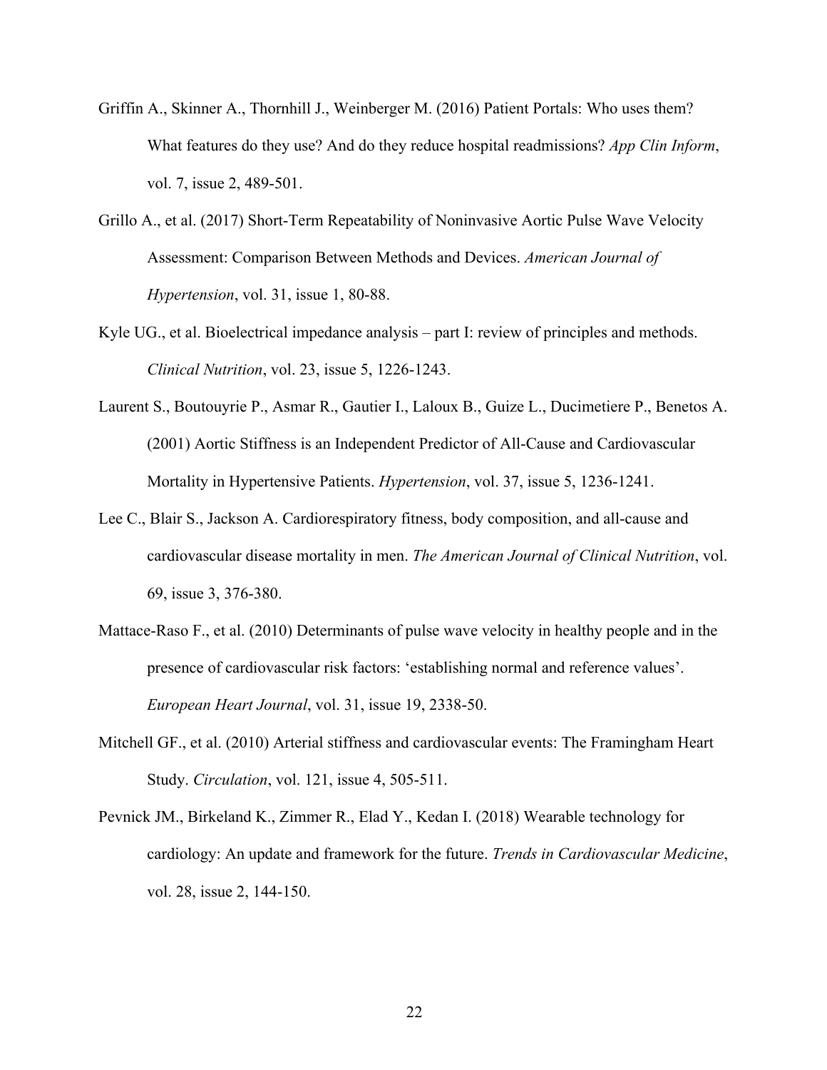Griffin A., Skinner A., Thornhill J., Weinberger M. (2016) Patient Portals: Who uses them? What features do they use? And do they reduce hospital readmissions? *App Clin Inform*, vol. 7, issue 2, 489-501.

Grillo A., et al. (2017) Short-Term Repeatability of Noninvasive Aortic Pulse Wave Velocity Assessment: Comparison Between Methods and Devices. *American Journal of Hypertension*, vol. 31, issue 1, 80-88.

Kyle UG., et al. Bioelectrical impedance analysis – part I: review of principles and methods. *Clinical Nutrition*, vol. 23, issue 5, 1226-1243.

Laurent S., Boutouyrie P., Asmar R., Gautier I., Laloux B., Guize L., Ducimetiere P., Benetos A. (2001) Aortic Stiffness is an Independent Predictor of All-Cause and Cardiovascular Mortality in Hypertensive Patients. *Hypertension*, vol. 37, issue 5, 1236-1241.

Lee C., Blair S., Jackson A. Cardiorespiratory fitness, body composition, and all-cause and cardiovascular disease mortality in men. *The American Journal of Clinical Nutrition*, vol. 69, issue 3, 376-380.

Mattace-Raso F., et al. (2010) Determinants of pulse wave velocity in healthy people and in the presence of cardiovascular risk factors: 'establishing normal and reference values'. *European Heart Journal*, vol. 31, issue 19, 2338-50.

Mitchell GF., et al. (2010) Arterial stiffness and cardiovascular events: The Framingham Heart Study. *Circulation*, vol. 121, issue 4, 505-511.

Pevnick JM., Birkeland K., Zimmer R., Elad Y., Kedan I. (2018) Wearable technology for cardiology: An update and framework for the future. *Trends in Cardiovascular Medicine*, vol. 28, issue 2, 144-150.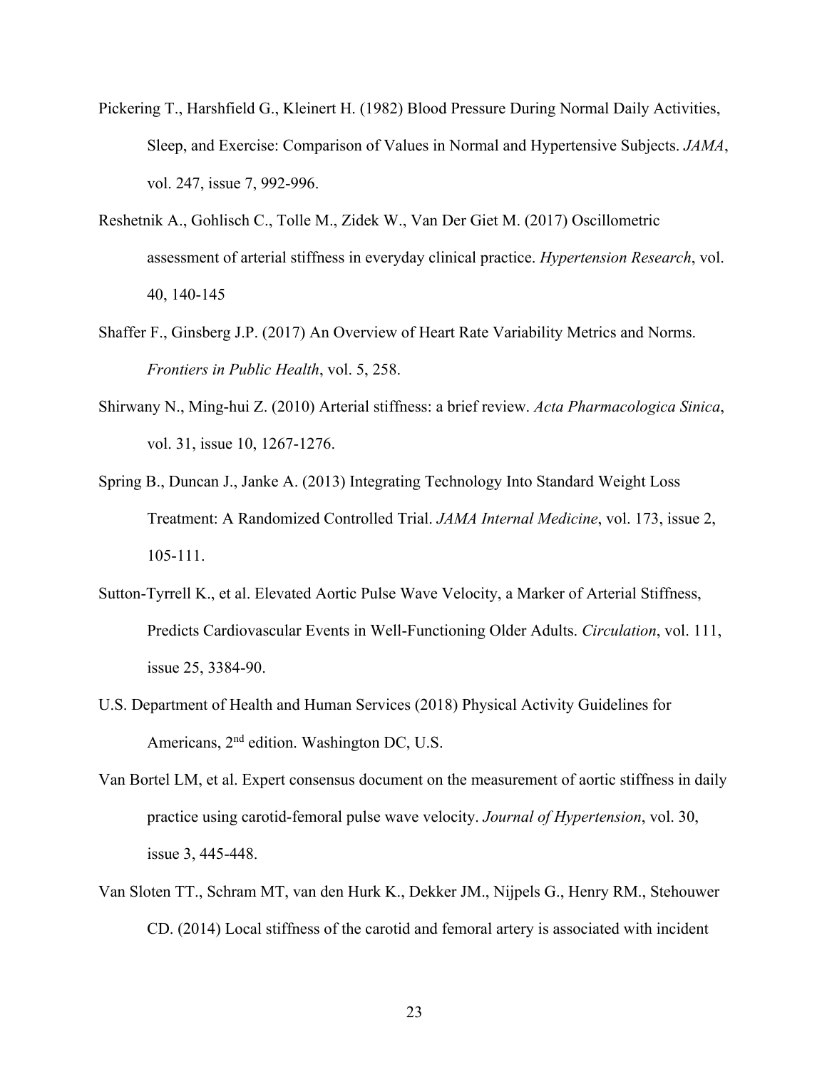Pickering T., Harshfield G., Kleinert H. (1982) Blood Pressure During Normal Daily Activities, Sleep, and Exercise: Comparison of Values in Normal and Hypertensive Subjects. *JAMA*, vol. 247, issue 7, 992-996.

Reshetnik A., Gohlisch C., Tolle M., Zidek W., Van Der Giet M. (2017) Oscillometric assessment of arterial stiffness in everyday clinical practice. *Hypertension Research*, vol. 40, 140-145

Shaffer F., Ginsberg J.P. (2017) An Overview of Heart Rate Variability Metrics and Norms. *Frontiers in Public Health*, vol. 5, 258.

Shirwany N., Ming-hui Z. (2010) Arterial stiffness: a brief review. *Acta Pharmacologica Sinica*, vol. 31, issue 10, 1267-1276.

Spring B., Duncan J., Janke A. (2013) Integrating Technology Into Standard Weight Loss Treatment: A Randomized Controlled Trial. *JAMA Internal Medicine*, vol. 173, issue 2, 105-111.

Sutton-Tyrrell K., et al. Elevated Aortic Pulse Wave Velocity, a Marker of Arterial Stiffness, Predicts Cardiovascular Events in Well-Functioning Older Adults. *Circulation*, vol. 111, issue 25, 3384-90.

U.S. Department of Health and Human Services (2018) Physical Activity Guidelines for Americans, 2nd edition. Washington DC, U.S.

Van Bortel LM, et al. Expert consensus document on the measurement of aortic stiffness in daily practice using carotid-femoral pulse wave velocity. *Journal of Hypertension*, vol. 30, issue 3, 445-448.

Van Sloten TT., Schram MT, van den Hurk K., Dekker JM., Nijpels G., Henry RM., Stehouwer CD. (2014) Local stiffness of the carotid and femoral artery is associated with incident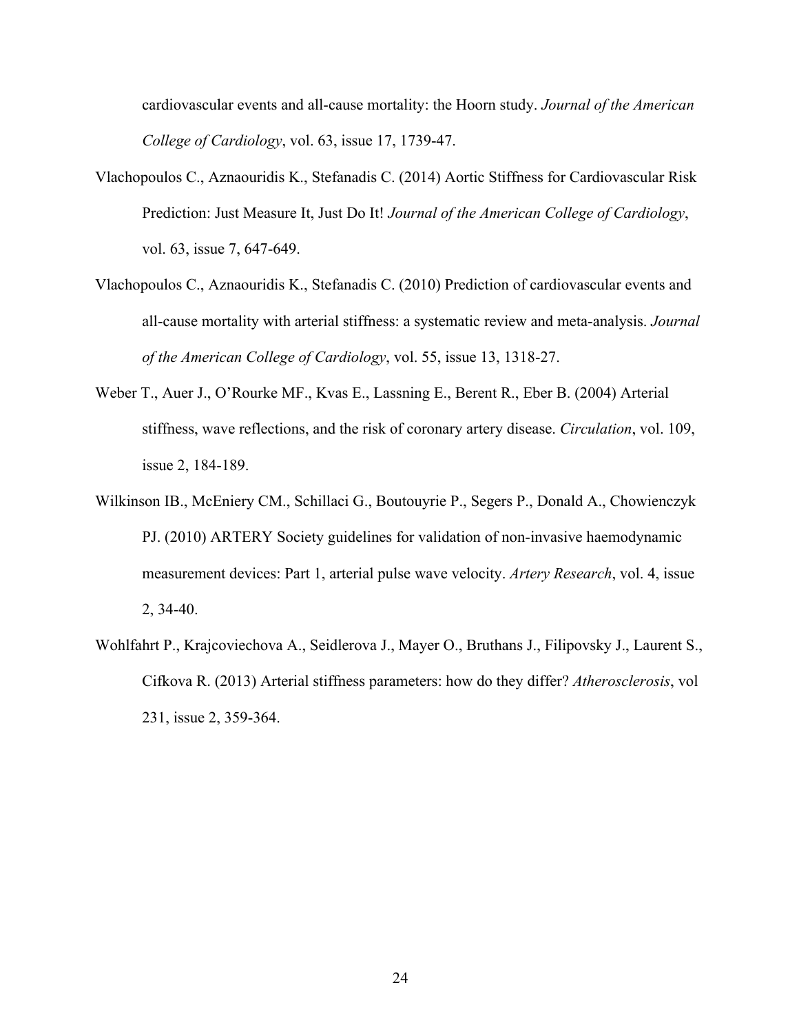cardiovascular events and all-cause mortality: the Hoorn study. *Journal of the American College of Cardiology*, vol. 63, issue 17, 1739-47.

Vlachopoulos C., Aznaouridis K., Stefanadis C. (2014) Aortic Stiffness for Cardiovascular Risk Prediction: Just Measure It, Just Do It! *Journal of the American College of Cardiology*, vol. 63, issue 7, 647-649.

Vlachopoulos C., Aznaouridis K., Stefanadis C. (2010) Prediction of cardiovascular events and all-cause mortality with arterial stiffness: a systematic review and meta-analysis. *Journal of the American College of Cardiology*, vol. 55, issue 13, 1318-27.

Weber T., Auer J., O'Rourke MF., Kvas E., Lassning E., Berent R., Eber B. (2004) Arterial stiffness, wave reflections, and the risk of coronary artery disease. *Circulation*, vol. 109, issue 2, 184-189.

Wilkinson IB., McEniery CM., Schillaci G., Boutouyrie P., Segers P., Donald A., Chowienczyk PJ. (2010) ARTERY Society guidelines for validation of non-invasive haemodynamic measurement devices: Part 1, arterial pulse wave velocity. *Artery Research*, vol. 4, issue 2, 34-40.

Wohlfahrt P., Krajcoviechova A., Seidlerova J., Mayer O., Bruthans J., Filipovsky J., Laurent S., Cifkova R. (2013) Arterial stiffness parameters: how do they differ? *Atherosclerosis*, vol 231, issue 2, 359-364.